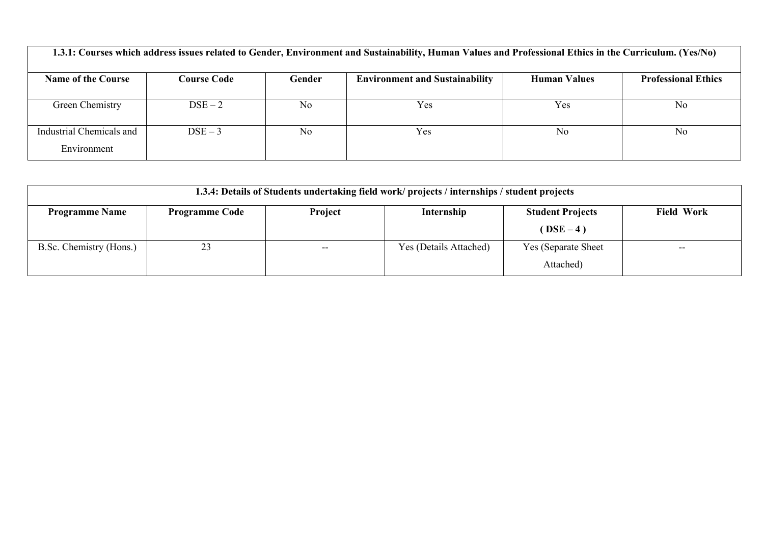| 1.3.1: Courses which address issues related to Gender, Environment and Sustainability, Human Values and Professional Ethics in the Curriculum. (Yes/No) | | | | | |
|---|---|---|---|---|---|
| **Name of the Course** | **Course Code** | **Gender** | **Environment and Sustainability** | **Human Values** | **Professional Ethics** |
| Green Chemistry | DSE – 2 | No | Yes | Yes | No |
| Industrial Chemicals and Environment | DSE – 3 | No | Yes | No | No |

| 1.3.4: Details of Students undertaking field work/ projects / internships / student projects | | | | | |
|---|---|---|---|---|---|
| **Programme Name** | **Programme Code** | **Project** | **Internship** | **Student Projects ( DSE – 4 )** | **Field Work** |
| B.Sc. Chemistry (Hons.) | 23 | -- | Yes (Details Attached) | Yes (Separate Sheet Attached) | -- |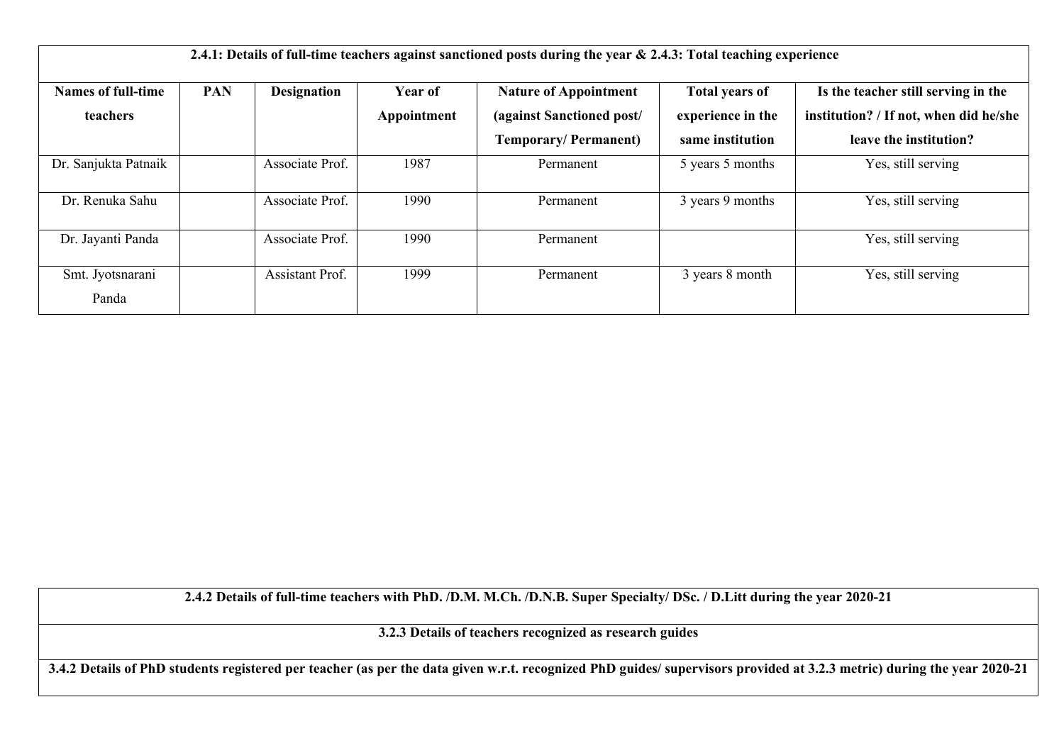| 2.4.1: Details of full-time teachers against sanctioned posts during the year & 2.4.3: Total teaching experience | | | | | | |
|---|---|---|---|---|---|---|
| **Names of full-time teachers** | **PAN** | **Designation** | **Year of Appointment** | **Nature of Appointment (against Sanctioned post/ Temporary/ Permanent)** | **Total years of experience in the same institution** | **Is the teacher still serving in the institution? / If not, when did he/she leave the institution?** |
| Dr. Sanjukta Patnaik | | Associate Prof. | 1987 | Permanent | 5 years 5 months | Yes, still serving |
| Dr. Renuka Sahu | | Associate Prof. | 1990 | Permanent | 3 years 9 months | Yes, still serving |
| Dr. Jayanti Panda | | Associate Prof. | 1990 | Permanent | | Yes, still serving |
| Smt. Jyotsnarani Panda | | Assistant Prof. | 1999 | Permanent | 3 years 8 month | Yes, still serving |

| 2.4.2 Details of full-time teachers with PhD. /D.M. M.Ch. /D.N.B. Super Specialty/ DSc. / D.Litt during the year 2020-21 |
|---|
| **3.2.3 Details of teachers recognized as research guides** |
| **3.4.2 Details of PhD students registered per teacher (as per the data given w.r.t. recognized PhD guides/ supervisors provided at 3.2.3 metric) during the year 2020-21** |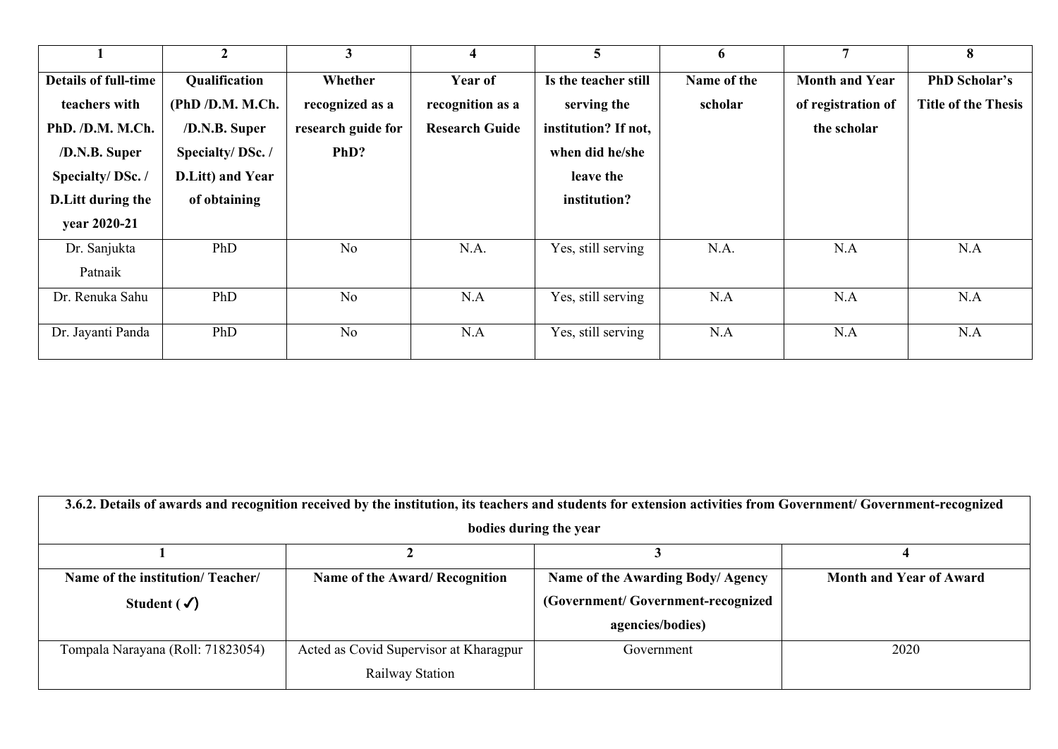| 1 | 2 | 3 | 4 | 5 | 6 | 7 | 8 |
|---|---|---|---|---|---|---|---|
| **Details of full-time teachers with PhD. /D.M. M.Ch. /D.N.B. Super Specialty/ DSc. / D.Litt during the year 2020-21** | **Qualification (PhD /D.M. M.Ch. /D.N.B. Super Specialty/ DSc. / D.Litt) and Year of obtaining** | **Whether recognized as a research guide for PhD?** | **Year of recognition as a Research Guide** | **Is the teacher still serving the institution? If not, when did he/she leave the institution?** | **Name of the scholar** | **Month and Year of registration of the scholar** | **PhD Scholar's Title of the Thesis** |
| Dr. Sanjukta Patnaik | PhD | No | N.A. | Yes, still serving | N.A. | N.A | N.A |
| Dr. Renuka Sahu | PhD | No | N.A | Yes, still serving | N.A | N.A | N.A |
| Dr. Jayanti Panda | PhD | No | N.A | Yes, still serving | N.A | N.A | N.A |

| **3.6.2. Details of awards and recognition received by the institution, its teachers and students for extension activities from Government/ Government-recognized bodies during the year** | | | |
|---|---|---|---|
| **1** | **2** | **3** | **4** |
| **Name of the institution/ Teacher/ Student (✓)** | **Name of the Award/ Recognition** | **Name of the Awarding Body/ Agency (Government/ Government-recognized agencies/bodies)** | **Month and Year of Award** |
| Tompala Narayana (Roll: 71823054) | Acted as Covid Supervisor at Kharagpur Railway Station | Government | 2020 |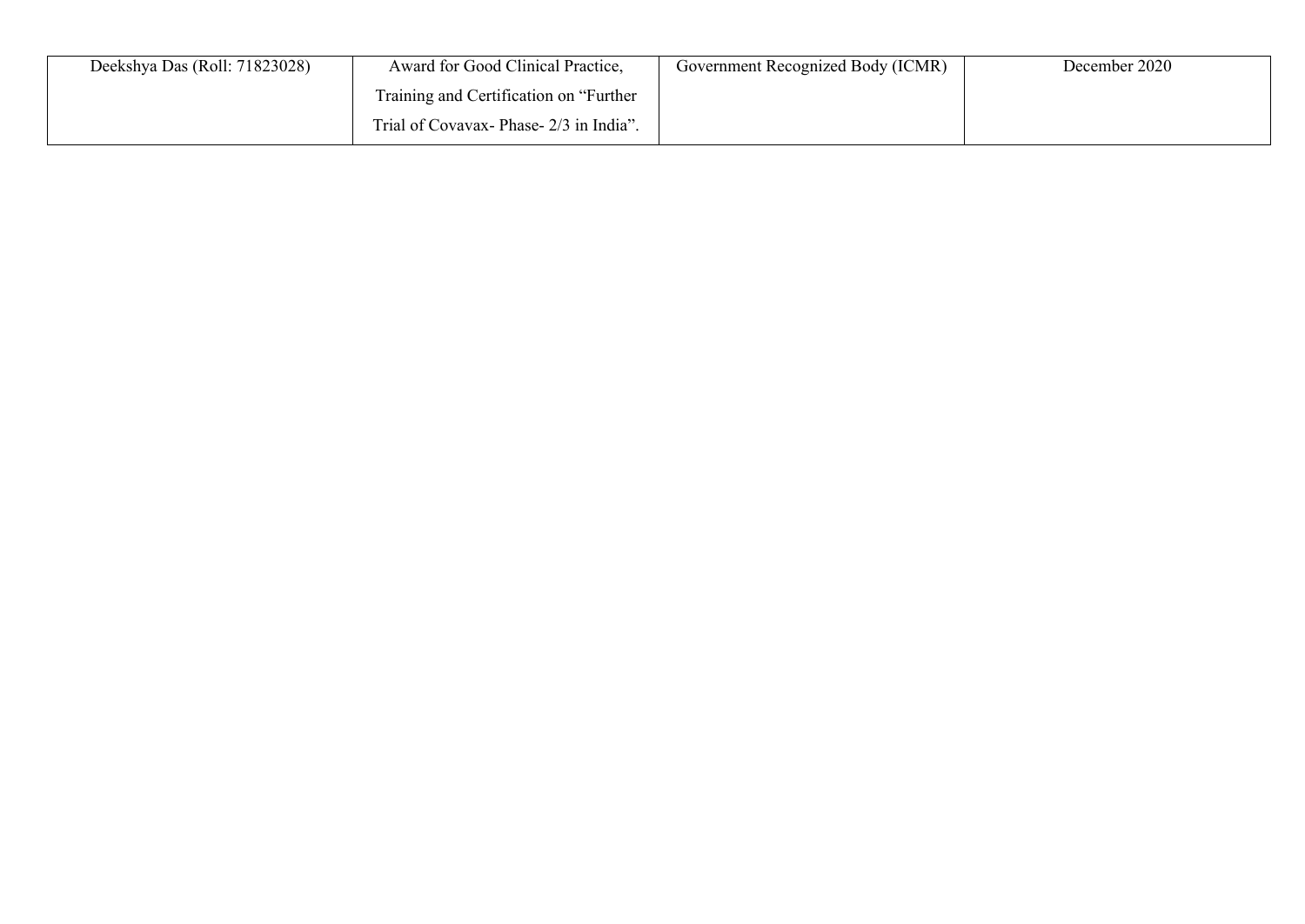| | | | |
|---|---|---|---|
| Deekshya Das (Roll: 71823028) | Award for Good Clinical Practice, Training and Certification on "Further Trial of Covavax- Phase- 2/3 in India". | Government Recognized Body (ICMR) | December 2020 |